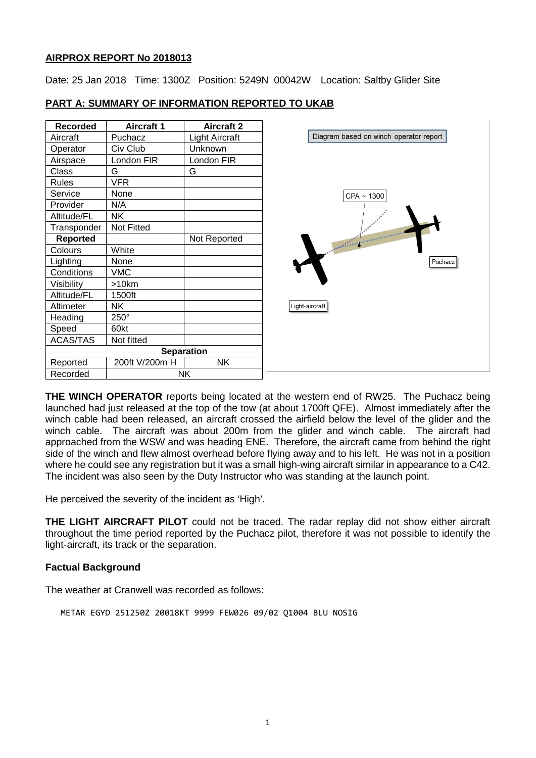**AIRPROX REPORT No 2018013**

Date: 25 Jan 2018 Time: 1300Z Position: 5249N 00042W Location: Saltby Glider Site

**PART A: SUMMARY OF INFORMATION REPORTED TO UKAB**

| Recorded | Aircraft 1 | Aircraft 2 |
|---|---|---|
| Aircraft | Puchacz | Light Aircraft |
| Operator | Civ Club | Unknown |
| Airspace | London FIR | London FIR |
| Class | G | G |
| Rules | VFR | |
| Service | None | |
| Provider | N/A | |
| Altitude/FL | NK | |
| Transponder | Not Fitted | |
| **Reported** | | Not Reported |
| Colours | White | |
| Lighting | None | |
| Conditions | VMC | |
| Visibility | >10km | |
| Altitude/FL | 1500ft | |
| Altimeter | NK | |
| Heading | 250° | |
| Speed | 60kt | |
| ACAS/TAS | Not fitted | |
| **Separation** | | |
| Reported | 200ft V/200m H | NK |
| Recorded | NK | |

Diagram based on winch operator report

CPA ~ 1300

Puchacz

Light-aircraft

**THE WINCH OPERATOR** reports being located at the western end of RW25. The Puchacz being launched had just released at the top of the tow (at about 1700ft QFE). Almost immediately after the winch cable had been released, an aircraft crossed the airfield below the level of the glider and the winch cable. The aircraft was about 200m from the glider and winch cable. The aircraft had approached from the WSW and was heading ENE. Therefore, the aircraft came from behind the right side of the winch and flew almost overhead before flying away and to his left. He was not in a position where he could see any registration but it was a small high-wing aircraft similar in appearance to a C42. The incident was also seen by the Duty Instructor who was standing at the launch point.

He perceived the severity of the incident as 'High'.

**THE LIGHT AIRCRAFT PILOT** could not be traced. The radar replay did not show either aircraft throughout the time period reported by the Puchacz pilot, therefore it was not possible to identify the light-aircraft, its track or the separation.

**Factual Background**

The weather at Cranwell was recorded as follows:

```
METAR EGYD 251250Z 20018KT 9999 FEW026 09/02 Q1004 BLU NOSIG
```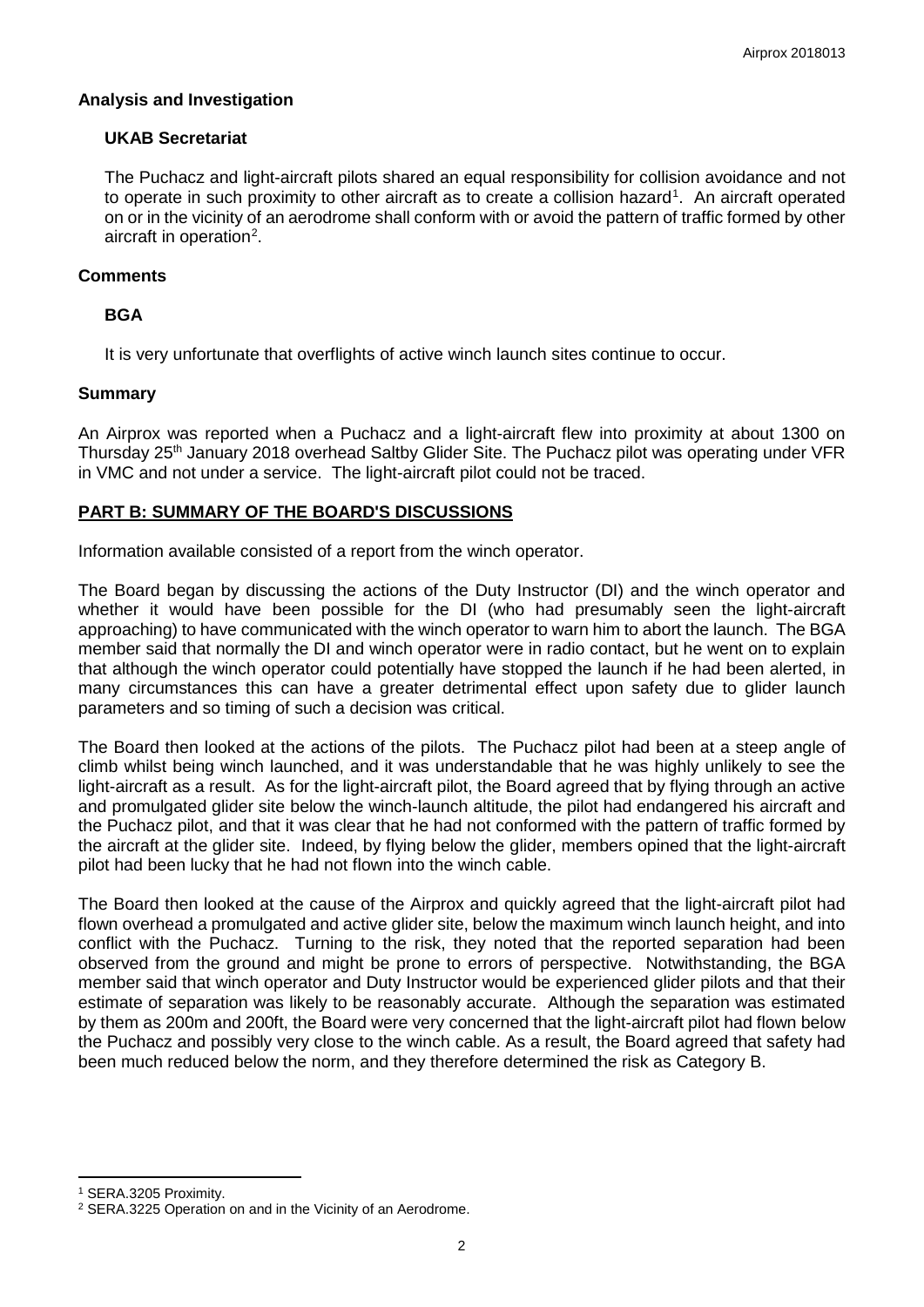## Analysis and Investigation

### UKAB Secretariat

The Puchacz and light-aircraft pilots shared an equal responsibility for collision avoidance and not to operate in such proximity to other aircraft as to create a collision hazard[1]. An aircraft operated on or in the vicinity of an aerodrome shall conform with or avoid the pattern of traffic formed by other aircraft in operation[2].

## Comments

### BGA

It is very unfortunate that overflights of active winch launch sites continue to occur.

## Summary

An Airprox was reported when a Puchacz and a light-aircraft flew into proximity at about 1300 on Thursday 25th January 2018 overhead Saltby Glider Site. The Puchacz pilot was operating under VFR in VMC and not under a service. The light-aircraft pilot could not be traced.

## PART B: SUMMARY OF THE BOARD'S DISCUSSIONS

Information available consisted of a report from the winch operator.

The Board began by discussing the actions of the Duty Instructor (DI) and the winch operator and whether it would have been possible for the DI (who had presumably seen the light-aircraft approaching) to have communicated with the winch operator to warn him to abort the launch. The BGA member said that normally the DI and winch operator were in radio contact, but he went on to explain that although the winch operator could potentially have stopped the launch if he had been alerted, in many circumstances this can have a greater detrimental effect upon safety due to glider launch parameters and so timing of such a decision was critical.

The Board then looked at the actions of the pilots. The Puchacz pilot had been at a steep angle of climb whilst being winch launched, and it was understandable that he was highly unlikely to see the light-aircraft as a result. As for the light-aircraft pilot, the Board agreed that by flying through an active and promulgated glider site below the winch-launch altitude, the pilot had endangered his aircraft and the Puchacz pilot, and that it was clear that he had not conformed with the pattern of traffic formed by the aircraft at the glider site. Indeed, by flying below the glider, members opined that the light-aircraft pilot had been lucky that he had not flown into the winch cable.

The Board then looked at the cause of the Airprox and quickly agreed that the light-aircraft pilot had flown overhead a promulgated and active glider site, below the maximum winch launch height, and into conflict with the Puchacz. Turning to the risk, they noted that the reported separation had been observed from the ground and might be prone to errors of perspective. Notwithstanding, the BGA member said that winch operator and Duty Instructor would be experienced glider pilots and that their estimate of separation was likely to be reasonably accurate. Although the separation was estimated by them as 200m and 200ft, the Board were very concerned that the light-aircraft pilot had flown below the Puchacz and possibly very close to the winch cable. As a result, the Board agreed that safety had been much reduced below the norm, and they therefore determined the risk as Category B.

---

[1] SERA.3205 Proximity.

[2] SERA.3225 Operation on and in the Vicinity of an Aerodrome.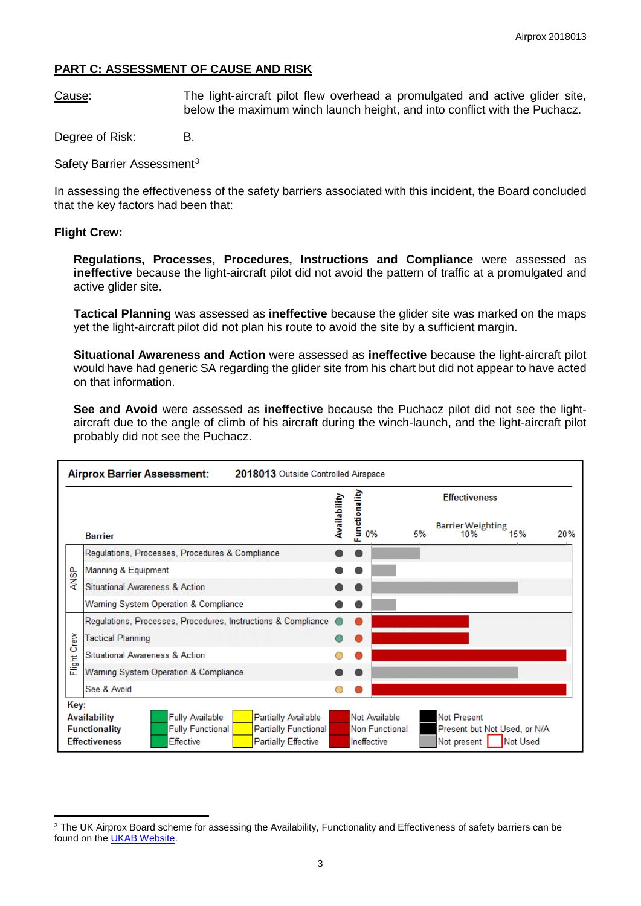## PART C: ASSESSMENT OF CAUSE AND RISK

Cause: The light-aircraft pilot flew overhead a promulgated and active glider site, below the maximum winch launch height, and into conflict with the Puchacz.

Degree of Risk: B.

Safety Barrier Assessment[3]

In assessing the effectiveness of the safety barriers associated with this incident, the Board concluded that the key factors had been that:

**Flight Crew:**

**Regulations, Processes, Procedures, Instructions and Compliance** were assessed as **ineffective** because the light-aircraft pilot did not avoid the pattern of traffic at a promulgated and active glider site.

**Tactical Planning** was assessed as **ineffective** because the glider site was marked on the maps yet the light-aircraft pilot did not plan his route to avoid the site by a sufficient margin.

**Situational Awareness and Action** were assessed as **ineffective** because the light-aircraft pilot would have had generic SA regarding the glider site from his chart but did not appear to have acted on that information.

**See and Avoid** were assessed as **ineffective** because the Puchacz pilot did not see the light-aircraft due to the angle of climb of his aircraft during the winch-launch, and the light-aircraft pilot probably did not see the Puchacz.

Airprox Barrier Assessment: 2018013 Outside Controlled Airspace

Barrier
Availability
Functionality
Effectiveness
Barrier Weighting
0%
5%
10%
15%
20%

ANSP
Regulations, Processes, Procedures & Compliance
Manning & Equipment
Situational Awareness & Action
Warning System Operation & Compliance

Flight Crew
Regulations, Processes, Procedures, Instructions & Compliance
Tactical Planning
Situational Awareness & Action
Warning System Operation & Compliance
See & Avoid

Key:
Availability: Fully Available | Partially Available | Not Available | Not Present
Functionality: Fully Functional | Partially Functional | Non Functional | Present but Not Used, or N/A
Effectiveness: Effective | Partially Effective | Ineffective | Not present | Not Used

---

[3] The UK Airprox Board scheme for assessing the Availability, Functionality and Effectiveness of safety barriers can be found on the UKAB Website.